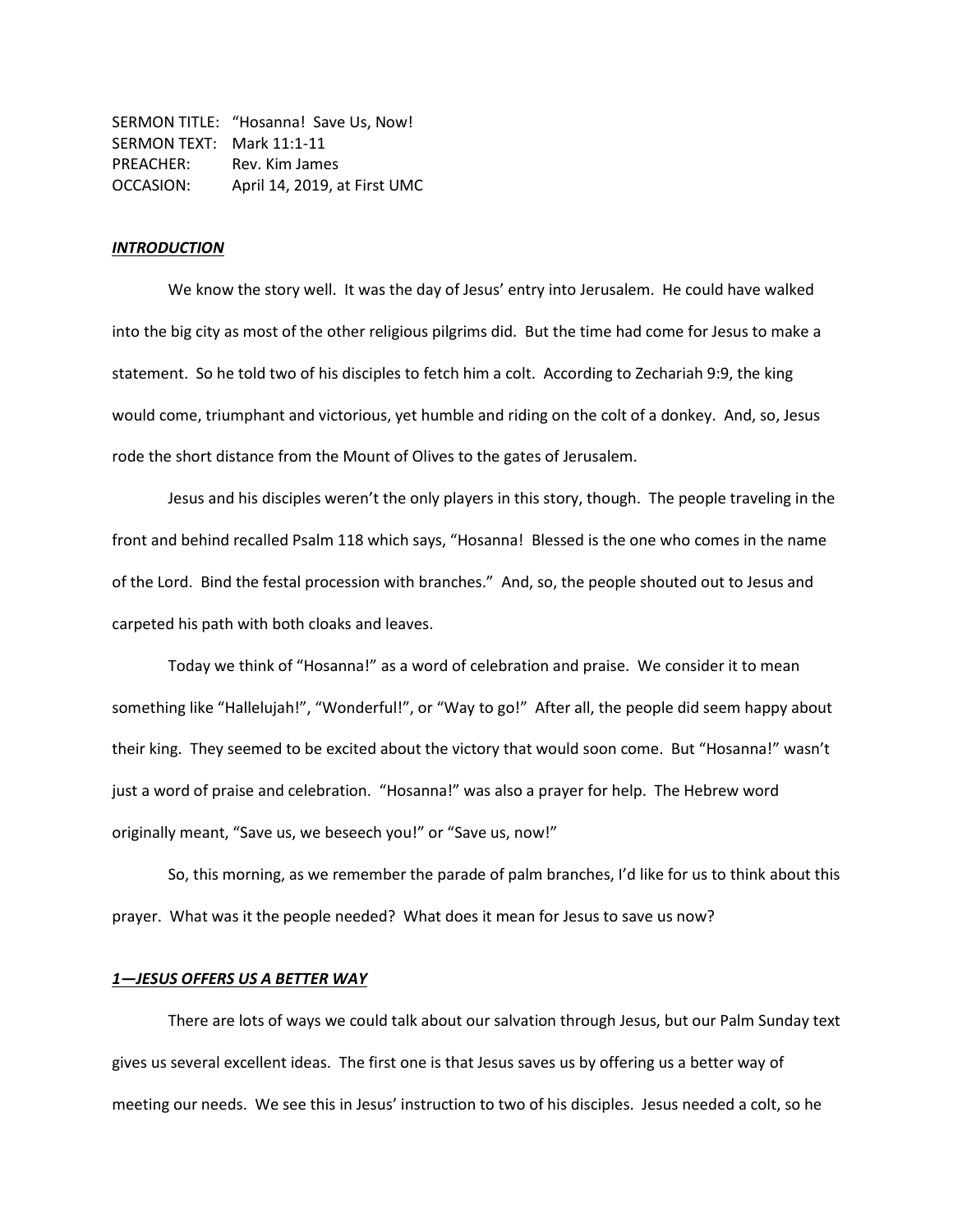SERMON TITLE: "Hosanna! Save Us, Now!
SERMON TEXT: Mark 11:1-11
PREACHER: Rev. Kim James
OCCASION: April 14, 2019, at First UMC

***INTRODUCTION***

We know the story well. It was the day of Jesus' entry into Jerusalem. He could have walked into the big city as most of the other religious pilgrims did. But the time had come for Jesus to make a statement. So he told two of his disciples to fetch him a colt. According to Zechariah 9:9, the king would come, triumphant and victorious, yet humble and riding on the colt of a donkey. And, so, Jesus rode the short distance from the Mount of Olives to the gates of Jerusalem.

Jesus and his disciples weren't the only players in this story, though. The people traveling in the front and behind recalled Psalm 118 which says, "Hosanna! Blessed is the one who comes in the name of the Lord. Bind the festal procession with branches." And, so, the people shouted out to Jesus and carpeted his path with both cloaks and leaves.

Today we think of "Hosanna!" as a word of celebration and praise. We consider it to mean something like "Hallelujah!", "Wonderful!", or "Way to go!" After all, the people did seem happy about their king. They seemed to be excited about the victory that would soon come. But "Hosanna!" wasn't just a word of praise and celebration. "Hosanna!" was also a prayer for help. The Hebrew word originally meant, "Save us, we beseech you!" or "Save us, now!"

So, this morning, as we remember the parade of palm branches, I'd like for us to think about this prayer. What was it the people needed? What does it mean for Jesus to save us now?

***1—JESUS OFFERS US A BETTER WAY***

There are lots of ways we could talk about our salvation through Jesus, but our Palm Sunday text gives us several excellent ideas. The first one is that Jesus saves us by offering us a better way of meeting our needs. We see this in Jesus' instruction to two of his disciples. Jesus needed a colt, so he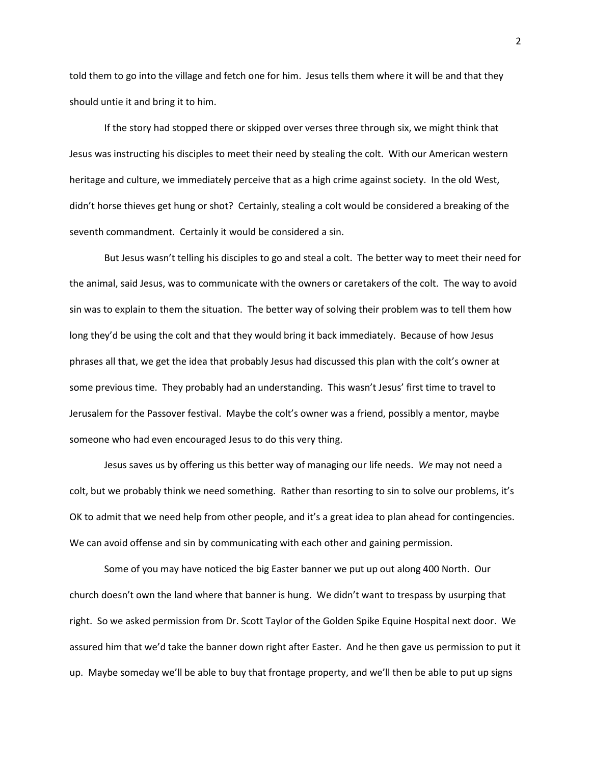told them to go into the village and fetch one for him. Jesus tells them where it will be and that they should untie it and bring it to him.

If the story had stopped there or skipped over verses three through six, we might think that Jesus was instructing his disciples to meet their need by stealing the colt. With our American western heritage and culture, we immediately perceive that as a high crime against society. In the old West, didn't horse thieves get hung or shot? Certainly, stealing a colt would be considered a breaking of the seventh commandment. Certainly it would be considered a sin.

But Jesus wasn't telling his disciples to go and steal a colt. The better way to meet their need for the animal, said Jesus, was to communicate with the owners or caretakers of the colt. The way to avoid sin was to explain to them the situation. The better way of solving their problem was to tell them how long they'd be using the colt and that they would bring it back immediately. Because of how Jesus phrases all that, we get the idea that probably Jesus had discussed this plan with the colt's owner at some previous time. They probably had an understanding. This wasn't Jesus' first time to travel to Jerusalem for the Passover festival. Maybe the colt's owner was a friend, possibly a mentor, maybe someone who had even encouraged Jesus to do this very thing.

Jesus saves us by offering us this better way of managing our life needs. *We* may not need a colt, but we probably think we need something. Rather than resorting to sin to solve our problems, it's OK to admit that we need help from other people, and it's a great idea to plan ahead for contingencies. We can avoid offense and sin by communicating with each other and gaining permission.

Some of you may have noticed the big Easter banner we put up out along 400 North. Our church doesn't own the land where that banner is hung. We didn't want to trespass by usurping that right. So we asked permission from Dr. Scott Taylor of the Golden Spike Equine Hospital next door. We assured him that we'd take the banner down right after Easter. And he then gave us permission to put it up. Maybe someday we'll be able to buy that frontage property, and we'll then be able to put up signs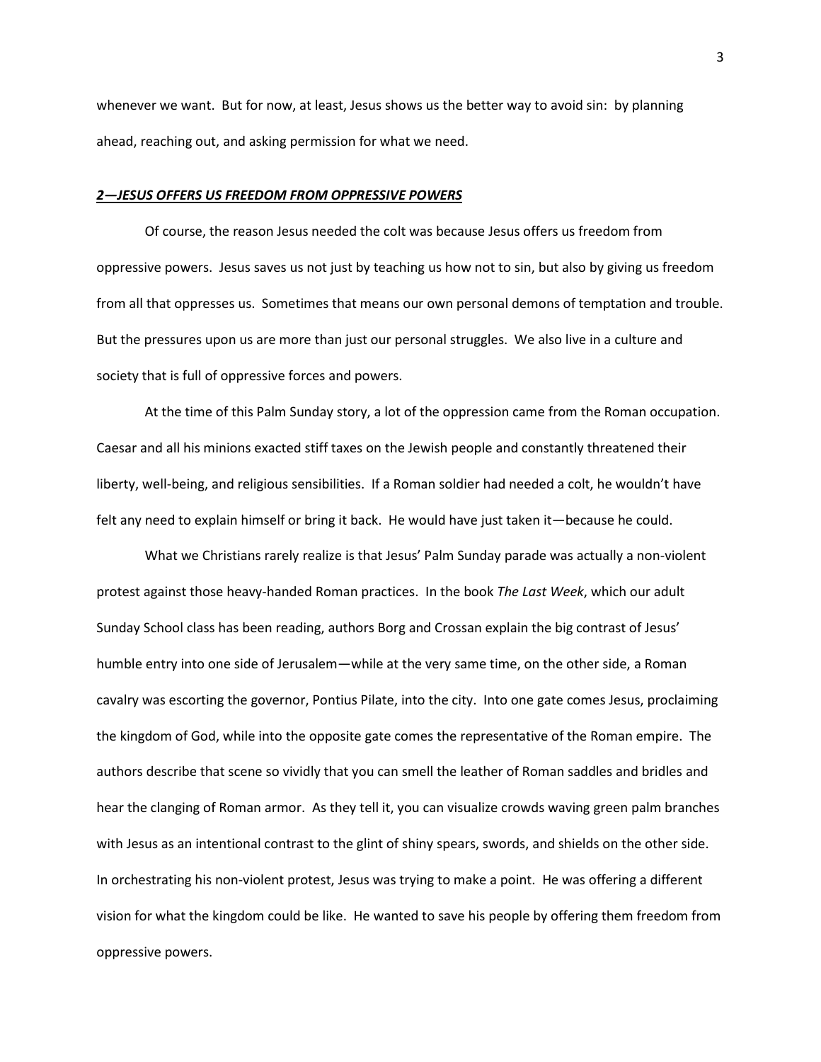whenever we want. But for now, at least, Jesus shows us the better way to avoid sin: by planning ahead, reaching out, and asking permission for what we need.

## ***2—JESUS OFFERS US FREEDOM FROM OPPRESSIVE POWERS***

Of course, the reason Jesus needed the colt was because Jesus offers us freedom from oppressive powers. Jesus saves us not just by teaching us how not to sin, but also by giving us freedom from all that oppresses us. Sometimes that means our own personal demons of temptation and trouble. But the pressures upon us are more than just our personal struggles. We also live in a culture and society that is full of oppressive forces and powers.

At the time of this Palm Sunday story, a lot of the oppression came from the Roman occupation. Caesar and all his minions exacted stiff taxes on the Jewish people and constantly threatened their liberty, well-being, and religious sensibilities. If a Roman soldier had needed a colt, he wouldn't have felt any need to explain himself or bring it back. He would have just taken it—because he could.

What we Christians rarely realize is that Jesus' Palm Sunday parade was actually a non-violent protest against those heavy-handed Roman practices. In the book *The Last Week*, which our adult Sunday School class has been reading, authors Borg and Crossan explain the big contrast of Jesus' humble entry into one side of Jerusalem—while at the very same time, on the other side, a Roman cavalry was escorting the governor, Pontius Pilate, into the city. Into one gate comes Jesus, proclaiming the kingdom of God, while into the opposite gate comes the representative of the Roman empire. The authors describe that scene so vividly that you can smell the leather of Roman saddles and bridles and hear the clanging of Roman armor. As they tell it, you can visualize crowds waving green palm branches with Jesus as an intentional contrast to the glint of shiny spears, swords, and shields on the other side. In orchestrating his non-violent protest, Jesus was trying to make a point. He was offering a different vision for what the kingdom could be like. He wanted to save his people by offering them freedom from oppressive powers.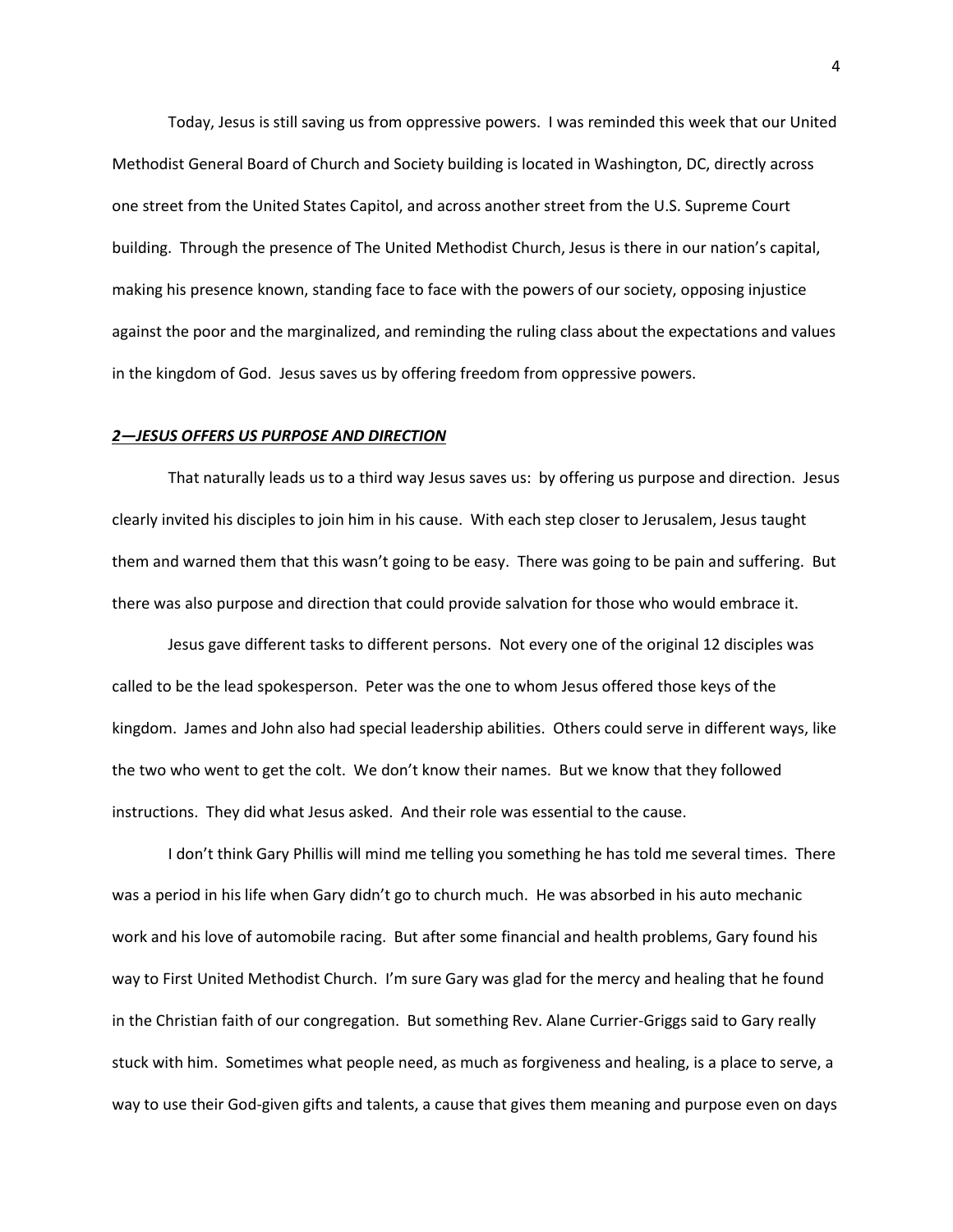Today, Jesus is still saving us from oppressive powers. I was reminded this week that our United Methodist General Board of Church and Society building is located in Washington, DC, directly across one street from the United States Capitol, and across another street from the U.S. Supreme Court building. Through the presence of The United Methodist Church, Jesus is there in our nation's capital, making his presence known, standing face to face with the powers of our society, opposing injustice against the poor and the marginalized, and reminding the ruling class about the expectations and values in the kingdom of God. Jesus saves us by offering freedom from oppressive powers.

***2—JESUS OFFERS US PURPOSE AND DIRECTION***

That naturally leads us to a third way Jesus saves us: by offering us purpose and direction. Jesus clearly invited his disciples to join him in his cause. With each step closer to Jerusalem, Jesus taught them and warned them that this wasn't going to be easy. There was going to be pain and suffering. But there was also purpose and direction that could provide salvation for those who would embrace it.

Jesus gave different tasks to different persons. Not every one of the original 12 disciples was called to be the lead spokesperson. Peter was the one to whom Jesus offered those keys of the kingdom. James and John also had special leadership abilities. Others could serve in different ways, like the two who went to get the colt. We don't know their names. But we know that they followed instructions. They did what Jesus asked. And their role was essential to the cause.

I don't think Gary Phillis will mind me telling you something he has told me several times. There was a period in his life when Gary didn't go to church much. He was absorbed in his auto mechanic work and his love of automobile racing. But after some financial and health problems, Gary found his way to First United Methodist Church. I'm sure Gary was glad for the mercy and healing that he found in the Christian faith of our congregation. But something Rev. Alane Currier-Griggs said to Gary really stuck with him. Sometimes what people need, as much as forgiveness and healing, is a place to serve, a way to use their God-given gifts and talents, a cause that gives them meaning and purpose even on days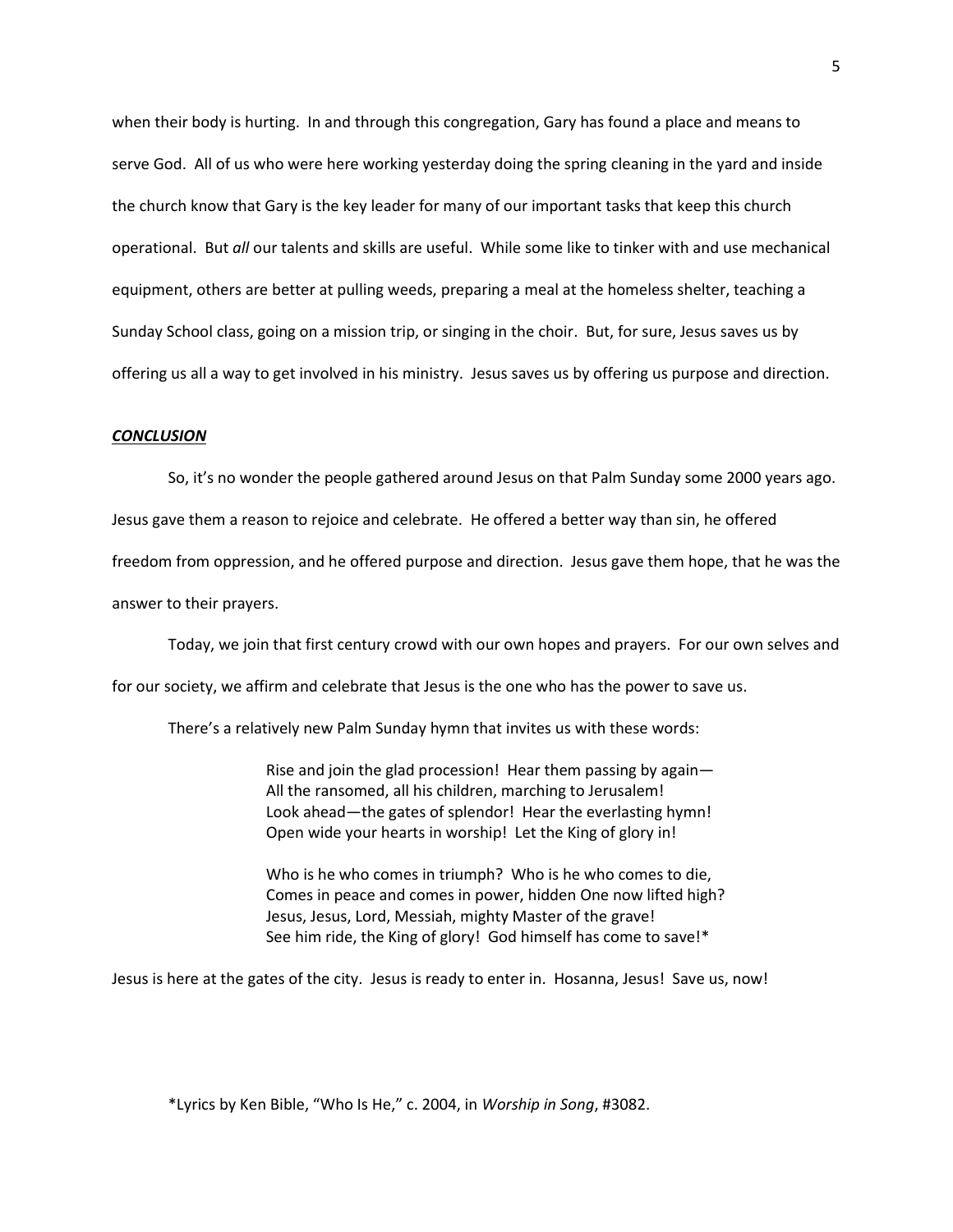when their body is hurting. In and through this congregation, Gary has found a place and means to serve God. All of us who were here working yesterday doing the spring cleaning in the yard and inside the church know that Gary is the key leader for many of our important tasks that keep this church operational. But *all* our talents and skills are useful. While some like to tinker with and use mechanical equipment, others are better at pulling weeds, preparing a meal at the homeless shelter, teaching a Sunday School class, going on a mission trip, or singing in the choir. But, for sure, Jesus saves us by offering us all a way to get involved in his ministry. Jesus saves us by offering us purpose and direction.

### ***CONCLUSION***

So, it's no wonder the people gathered around Jesus on that Palm Sunday some 2000 years ago. Jesus gave them a reason to rejoice and celebrate. He offered a better way than sin, he offered freedom from oppression, and he offered purpose and direction. Jesus gave them hope, that he was the answer to their prayers.

Today, we join that first century crowd with our own hopes and prayers. For our own selves and for our society, we affirm and celebrate that Jesus is the one who has the power to save us.

There's a relatively new Palm Sunday hymn that invites us with these words:

> Rise and join the glad procession! Hear them passing by again—
> All the ransomed, all his children, marching to Jerusalem!
> Look ahead—the gates of splendor! Hear the everlasting hymn!
> Open wide your hearts in worship! Let the King of glory in!
>
> Who is he who comes in triumph? Who is he who comes to die,
> Comes in peace and comes in power, hidden One now lifted high?
> Jesus, Jesus, Lord, Messiah, mighty Master of the grave!
> See him ride, the King of glory! God himself has come to save!*

Jesus is here at the gates of the city. Jesus is ready to enter in. Hosanna, Jesus! Save us, now!

*Lyrics by Ken Bible, "Who Is He," c. 2004, in *Worship in Song*, #3082.